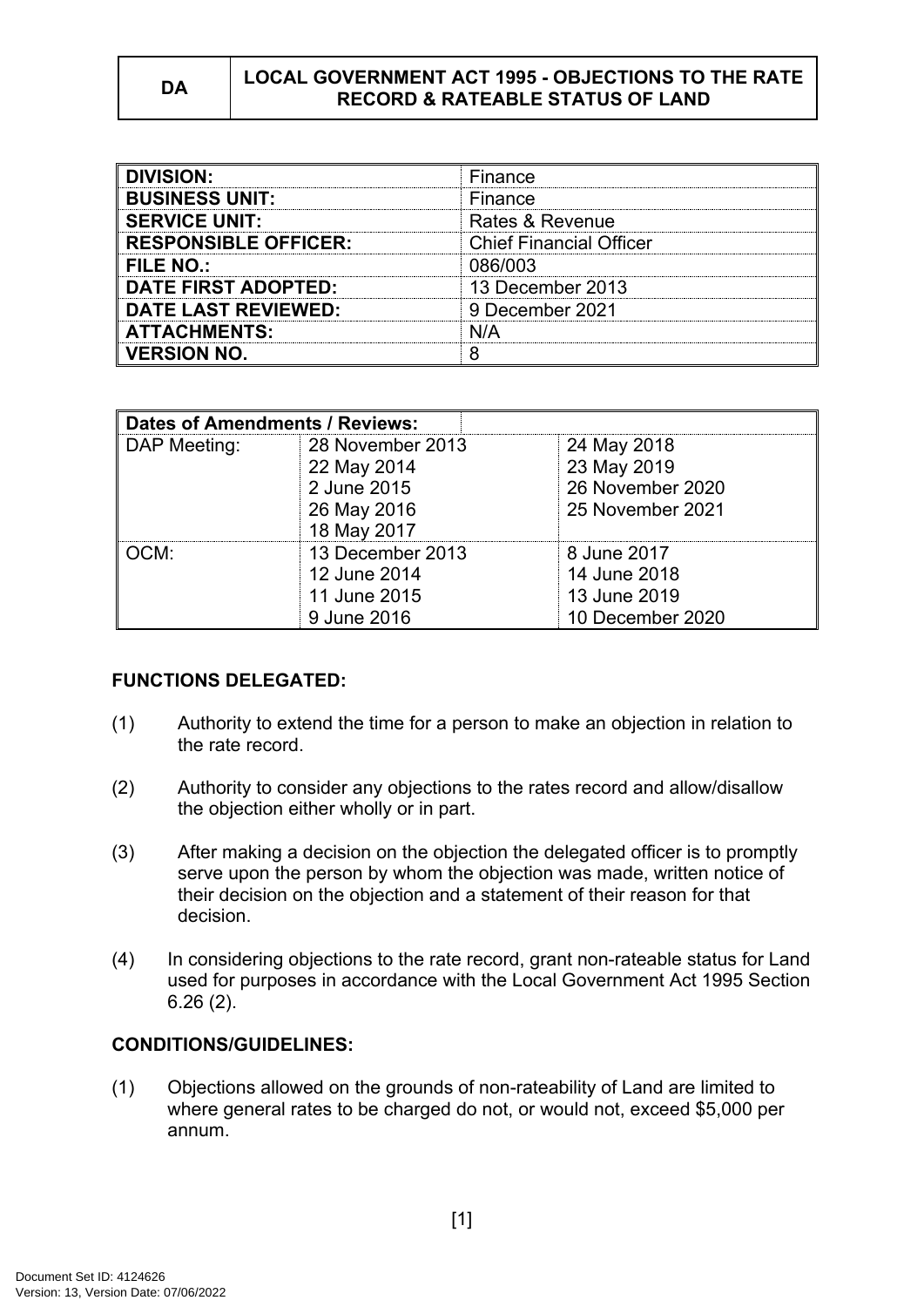| DA | LOCAL GOVERNMENT ACT 1995 - OBJECTIONS TO THE RATE RECORD & RATEABLE STATUS OF LAND |
|---|---|

| | |
|---|---|
| **DIVISION:** | Finance |
| **BUSINESS UNIT:** | Finance |
| **SERVICE UNIT:** | Rates & Revenue |
| **RESPONSIBLE OFFICER:** | Chief Financial Officer |
| **FILE NO.:** | 086/003 |
| **DATE FIRST ADOPTED:** | 13 December 2013 |
| **DATE LAST REVIEWED:** | 9 December 2021 |
| **ATTACHMENTS:** | N/A |
| **VERSION NO.** | 8 |

| **Dates of Amendments / Reviews:** | | |
|---|---|---|
| DAP Meeting: | 28 November 2013<br>22 May 2014<br>2 June 2015<br>26 May 2016<br>18 May 2017 | 24 May 2018<br>23 May 2019<br>26 November 2020<br>25 November 2021 |
| OCM: | 13 December 2013<br>12 June 2014<br>11 June 2015<br>9 June 2016 | 8 June 2017<br>14 June 2018<br>13 June 2019<br>10 December 2020 |

**FUNCTIONS DELEGATED:**

(1) Authority to extend the time for a person to make an objection in relation to the rate record.

(2) Authority to consider any objections to the rates record and allow/disallow the objection either wholly or in part.

(3) After making a decision on the objection the delegated officer is to promptly serve upon the person by whom the objection was made, written notice of their decision on the objection and a statement of their reason for that decision.

(4) In considering objections to the rate record, grant non-rateable status for Land used for purposes in accordance with the Local Government Act 1995 Section 6.26 (2).

**CONDITIONS/GUIDELINES:**

(1) Objections allowed on the grounds of non-rateability of Land are limited to where general rates to be charged do not, or would not, exceed $5,000 per annum.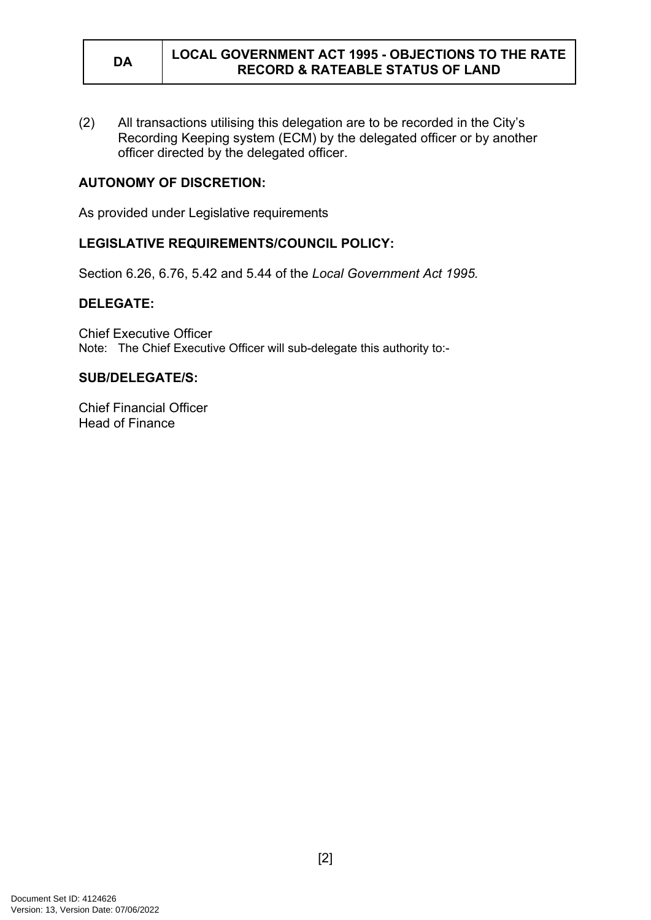(2) All transactions utilising this delegation are to be recorded in the City's Recording Keeping system (ECM) by the delegated officer or by another officer directed by the delegated officer.

**AUTONOMY OF DISCRETION:**

As provided under Legislative requirements

**LEGISLATIVE REQUIREMENTS/COUNCIL POLICY:**

Section 6.26, 6.76, 5.42 and 5.44 of the *Local Government Act 1995.*

**DELEGATE:**

Chief Executive Officer

Note: The Chief Executive Officer will sub-delegate this authority to:-

**SUB/DELEGATE/S:**

Chief Financial Officer

Head of Finance